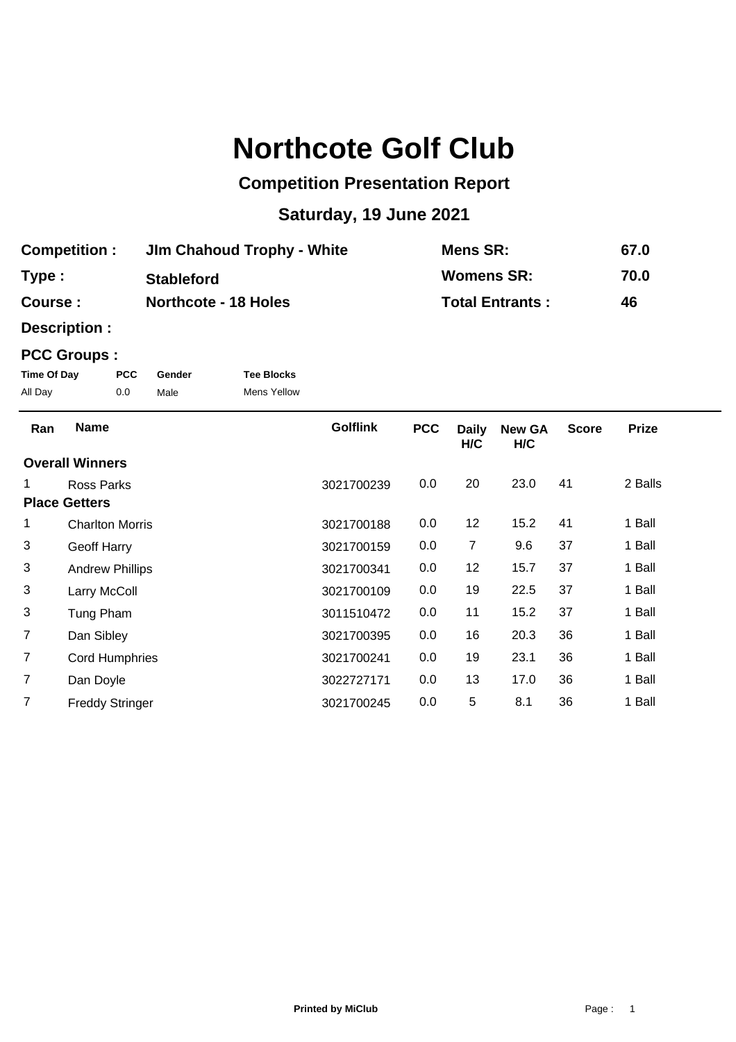# Northcote Golf Club

## Competition Presentation Report

## Saturday, 19 June 2021

| | | | |
|---|---|---|---|
| **Competition :** | **JIm Chahoud Trophy - White** | **Mens SR:** | **67.0** |
| **Type :** | **Stableford** | **Womens SR:** | **70.0** |
| **Course :** | **Northcote - 18 Holes** | **Total Entrants :** | **46** |
| **Description :** | | | |

**PCC Groups :**

| Time Of Day | PCC | Gender | Tee Blocks |
|---|---|---|---|
| All Day | 0.0 | Male | Mens Yellow |

| Ran | Name | Golflink | PCC | Daily H/C | New GA H/C | Score | Prize |
|---|---|---|---|---|---|---|---|
| **Overall Winners** | | | | | | | |
| 1 | Ross Parks | 3021700239 | 0.0 | 20 | 23.0 | 41 | 2 Balls |
| **Place Getters** | | | | | | | |
| 1 | Charlton Morris | 3021700188 | 0.0 | 12 | 15.2 | 41 | 1 Ball |
| 3 | Geoff Harry | 3021700159 | 0.0 | 7 | 9.6 | 37 | 1 Ball |
| 3 | Andrew Phillips | 3021700341 | 0.0 | 12 | 15.7 | 37 | 1 Ball |
| 3 | Larry McColl | 3021700109 | 0.0 | 19 | 22.5 | 37 | 1 Ball |
| 3 | Tung Pham | 3011510472 | 0.0 | 11 | 15.2 | 37 | 1 Ball |
| 7 | Dan Sibley | 3021700395 | 0.0 | 16 | 20.3 | 36 | 1 Ball |
| 7 | Cord Humphries | 3021700241 | 0.0 | 19 | 23.1 | 36 | 1 Ball |
| 7 | Dan Doyle | 3022727171 | 0.0 | 13 | 17.0 | 36 | 1 Ball |
| 7 | Freddy Stringer | 3021700245 | 0.0 | 5 | 8.1 | 36 | 1 Ball |

**Printed by MiClub**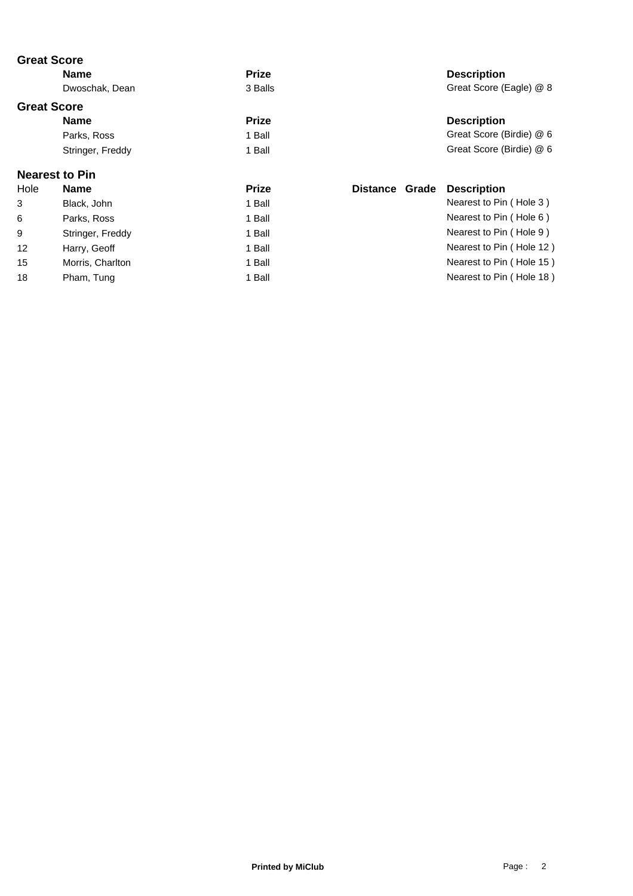## Great Score

| Name | Prize | Description |
|---|---|---|
| Dwoschak, Dean | 3 Balls | Great Score (Eagle) @ 8 |

## Great Score

| Name | Prize | Description |
|---|---|---|
| Parks, Ross | 1 Ball | Great Score (Birdie) @ 6 |
| Stringer, Freddy | 1 Ball | Great Score (Birdie) @ 6 |

## Nearest to Pin

| Hole | Name | Prize | Distance | Grade | Description |
|---|---|---|---|---|---|
| 3 | Black, John | 1 Ball | | | Nearest to Pin ( Hole 3 ) |
| 6 | Parks, Ross | 1 Ball | | | Nearest to Pin ( Hole 6 ) |
| 9 | Stringer, Freddy | 1 Ball | | | Nearest to Pin ( Hole 9 ) |
| 12 | Harry, Geoff | 1 Ball | | | Nearest to Pin ( Hole 12 ) |
| 15 | Morris, Charlton | 1 Ball | | | Nearest to Pin ( Hole 15 ) |
| 18 | Pham, Tung | 1 Ball | | | Nearest to Pin ( Hole 18 ) |

**Printed by MiClub**